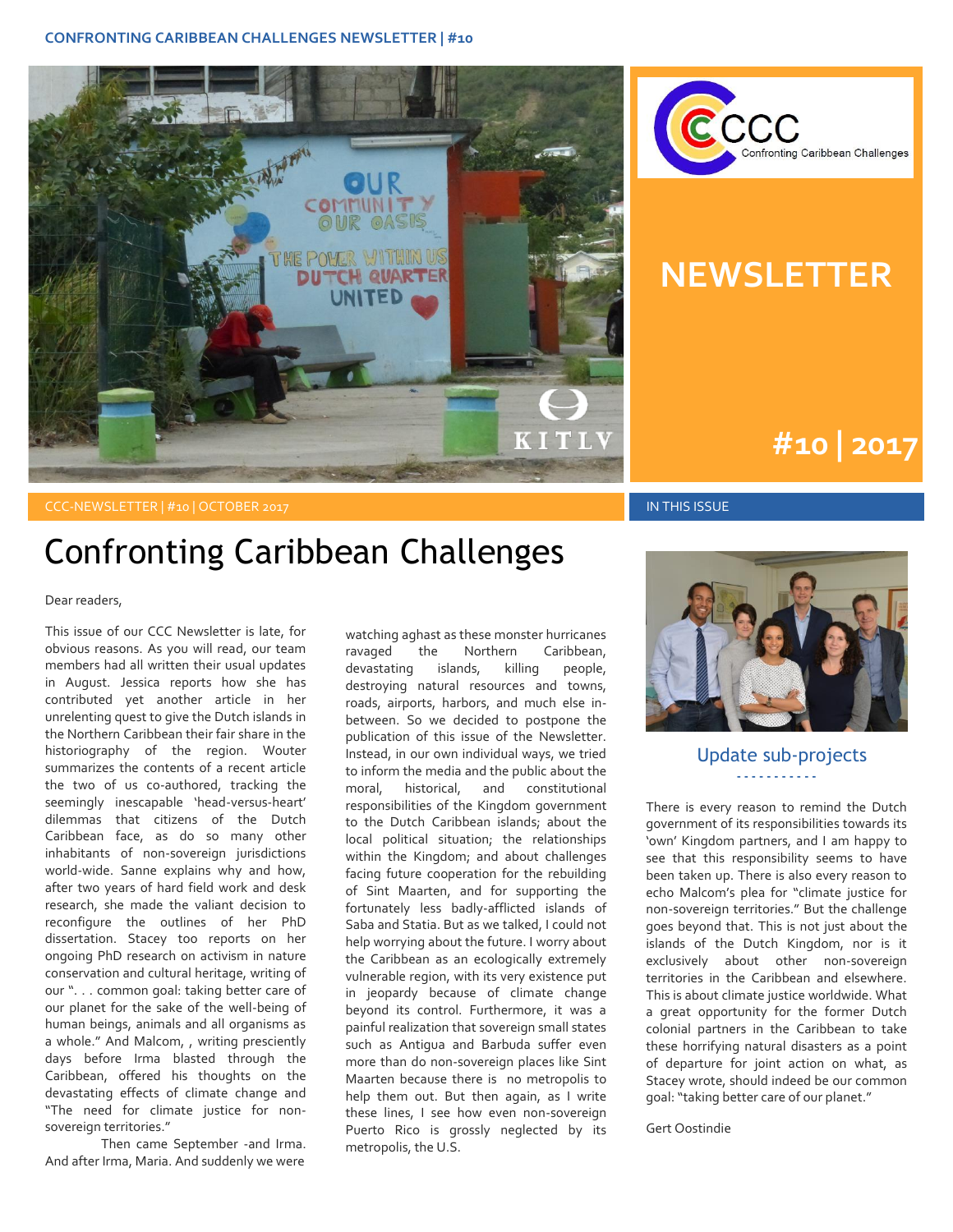# NEWSLETTER

## #10 | 2017

CCC-NEWSLETTER | #10 | OCTOBER 2017

IN THIS ISSUE

# Confronting Caribbean Challenges

Dear readers,

This issue of our CCC Newsletter is late, for obvious reasons. As you will read, our team members had all written their usual updates in August. Jessica reports how she has contributed yet another article in her unrelenting quest to give the Dutch islands in the Northern Caribbean their fair share in the historiography of the region. Wouter summarizes the contents of a recent article the two of us co-authored, tracking the seemingly inescapable 'head-versus-heart' dilemmas that citizens of the Dutch Caribbean face, as do so many other inhabitants of non-sovereign jurisdictions world-wide. Sanne explains why and how, after two years of hard field work and desk research, she made the valiant decision to reconfigure the outlines of her PhD dissertation. Stacey too reports on her ongoing PhD research on activism in nature conservation and cultural heritage, writing of our ". . . common goal: taking better care of our planet for the sake of the well-being of human beings, animals and all organisms as a whole." And Malcom, , writing presciently days before Irma blasted through the Caribbean, offered his thoughts on the devastating effects of climate change and "The need for climate justice for non-sovereign territories."

Then came September -and Irma. And after Irma, Maria. And suddenly we were watching aghast as these monster hurricanes ravaged the Northern Caribbean, devastating islands, killing people, destroying natural resources and towns, roads, airports, harbors, and much else in-between. So we decided to postpone the publication of this issue of the Newsletter. Instead, in our own individual ways, we tried to inform the media and the public about the moral, historical, and constitutional responsibilities of the Kingdom government to the Dutch Caribbean islands; about the local political situation; the relationships within the Kingdom; and about challenges facing future cooperation for the rebuilding of Sint Maarten, and for supporting the fortunately less badly-afflicted islands of Saba and Statia. But as we talked, I could not help worrying about the future. I worry about the Caribbean as an ecologically extremely vulnerable region, with its very existence put in jeopardy because of climate change beyond its control. Furthermore, it was a painful realization that sovereign small states such as Antigua and Barbuda suffer even more than do non-sovereign places like Sint Maarten because there is no metropolis to help them out. But then again, as I write these lines, I see how even non-sovereign Puerto Rico is grossly neglected by its metropolis, the U.S.

## Update sub-projects

There is every reason to remind the Dutch government of its responsibilities towards its 'own' Kingdom partners, and I am happy to see that this responsibility seems to have been taken up. There is also every reason to echo Malcom's plea for "climate justice for non-sovereign territories." But the challenge goes beyond that. This is not just about the islands of the Dutch Kingdom, nor is it exclusively about other non-sovereign territories in the Caribbean and elsewhere. This is about climate justice worldwide. What a great opportunity for the former Dutch colonial partners in the Caribbean to take these horrifying natural disasters as a point of departure for joint action on what, as Stacey wrote, should indeed be our common goal: "taking better care of our planet."

Gert Oostindie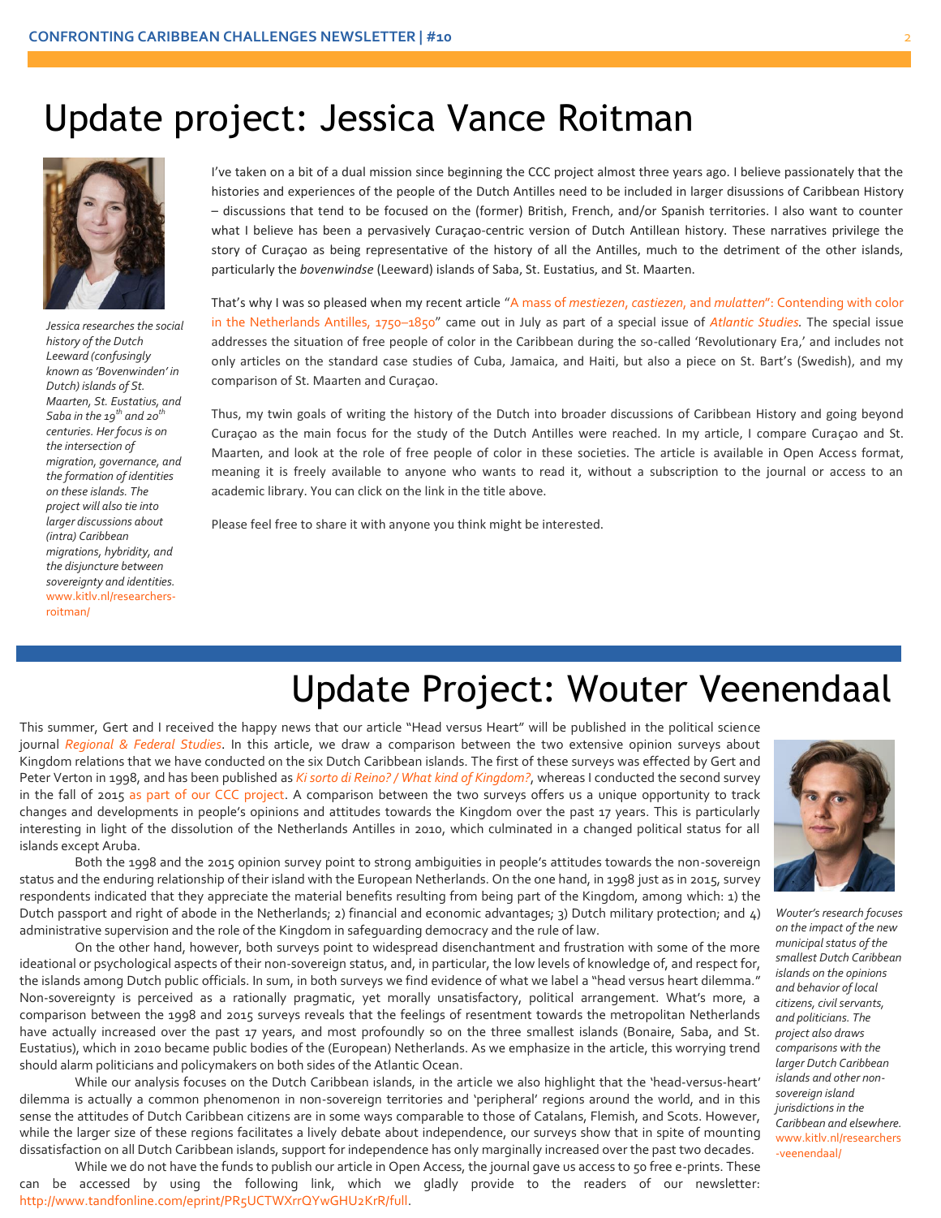# Update project: Jessica Vance Roitman

*Jessica researches the social history of the Dutch Leeward (confusingly known as 'Bovenwinden' in Dutch) islands of St. Maarten, St. Eustatius, and Saba in the 19th and 20th centuries. Her focus is on the intersection of migration, governance, and the formation of identities on these islands. The project will also tie into larger discussions about (intra) Caribbean migrations, hybridity, and the disjuncture between sovereignty and identities.* www.kitlv.nl/researchers-roitman/

I've taken on a bit of a dual mission since beginning the CCC project almost three years ago. I believe passionately that the histories and experiences of the people of the Dutch Antilles need to be included in larger disussions of Caribbean History – discussions that tend to be focused on the (former) British, French, and/or Spanish territories. I also want to counter what I believe has been a pervasively Curaçao-centric version of Dutch Antillean history. These narratives privilege the story of Curaçao as being representative of the history of all the Antilles, much to the detriment of the other islands, particularly the *bovenwindse* (Leeward) islands of Saba, St. Eustatius, and St. Maarten.

That's why I was so pleased when my recent article "A mass of *mestiezen*, *castiezen*, and *mulatten*": Contending with color in the Netherlands Antilles, 1750–1850" came out in July as part of a special issue of *Atlantic Studies*. The special issue addresses the situation of free people of color in the Caribbean during the so-called 'Revolutionary Era,' and includes not only articles on the standard case studies of Cuba, Jamaica, and Haiti, but also a piece on St. Bart's (Swedish), and my comparison of St. Maarten and Curaçao.

Thus, my twin goals of writing the history of the Dutch into broader discussions of Caribbean History and going beyond Curaçao as the main focus for the study of the Dutch Antilles were reached. In my article, I compare Curaçao and St. Maarten, and look at the role of free people of color in these societies. The article is available in Open Access format, meaning it is freely available to anyone who wants to read it, without a subscription to the journal or access to an academic library. You can click on the link in the title above.

Please feel free to share it with anyone you think might be interested.

# Update Project: Wouter Veenendaal

This summer, Gert and I received the happy news that our article "Head versus Heart" will be published in the political science journal *Regional & Federal Studies*. In this article, we draw a comparison between the two extensive opinion surveys about Kingdom relations that we have conducted on the six Dutch Caribbean islands. The first of these surveys was effected by Gert and Peter Verton in 1998, and has been published as *Ki sorto di Reino? / What kind of Kingdom?*, whereas I conducted the second survey in the fall of 2015 as part of our CCC project. A comparison between the two surveys offers us a unique opportunity to track changes and developments in people's opinions and attitudes towards the Kingdom over the past 17 years. This is particularly interesting in light of the dissolution of the Netherlands Antilles in 2010, which culminated in a changed political status for all islands except Aruba.

Both the 1998 and the 2015 opinion survey point to strong ambiguities in people's attitudes towards the non-sovereign status and the enduring relationship of their island with the European Netherlands. On the one hand, in 1998 just as in 2015, survey respondents indicated that they appreciate the material benefits resulting from being part of the Kingdom, among which: 1) the Dutch passport and right of abode in the Netherlands; 2) financial and economic advantages; 3) Dutch military protection; and 4) administrative supervision and the role of the Kingdom in safeguarding democracy and the rule of law.

On the other hand, however, both surveys point to widespread disenchantment and frustration with some of the more ideational or psychological aspects of their non-sovereign status, and, in particular, the low levels of knowledge of, and respect for, the islands among Dutch public officials. In sum, in both surveys we find evidence of what we label a "head versus heart dilemma." Non-sovereignty is perceived as a rationally pragmatic, yet morally unsatisfactory, political arrangement. What's more, a comparison between the 1998 and 2015 surveys reveals that the feelings of resentment towards the metropolitan Netherlands have actually increased over the past 17 years, and most profoundly so on the three smallest islands (Bonaire, Saba, and St. Eustatius), which in 2010 became public bodies of the (European) Netherlands. As we emphasize in the article, this worrying trend should alarm politicians and policymakers on both sides of the Atlantic Ocean.

While our analysis focuses on the Dutch Caribbean islands, in the article we also highlight that the 'head-versus-heart' dilemma is actually a common phenomenon in non-sovereign territories and 'peripheral' regions around the world, and in this sense the attitudes of Dutch Caribbean citizens are in some ways comparable to those of Catalans, Flemish, and Scots. However, while the larger size of these regions facilitates a lively debate about independence, our surveys show that in spite of mounting dissatisfaction on all Dutch Caribbean islands, support for independence has only marginally increased over the past two decades.

While we do not have the funds to publish our article in Open Access, the journal gave us access to 50 free e-prints. These can be accessed by using the following link, which we gladly provide to the readers of our newsletter: http://www.tandfonline.com/eprint/PR5UCTWXrrQYwGHU2KrR/full.

*Wouter's research focuses on the impact of the new municipal status of the smallest Dutch Caribbean islands on the opinions and behavior of local citizens, civil servants, and politicians. The project also draws comparisons with the larger Dutch Caribbean islands and other non-sovereign island jurisdictions in the Caribbean and elsewhere.* www.kitlv.nl/researchers-veenendaal/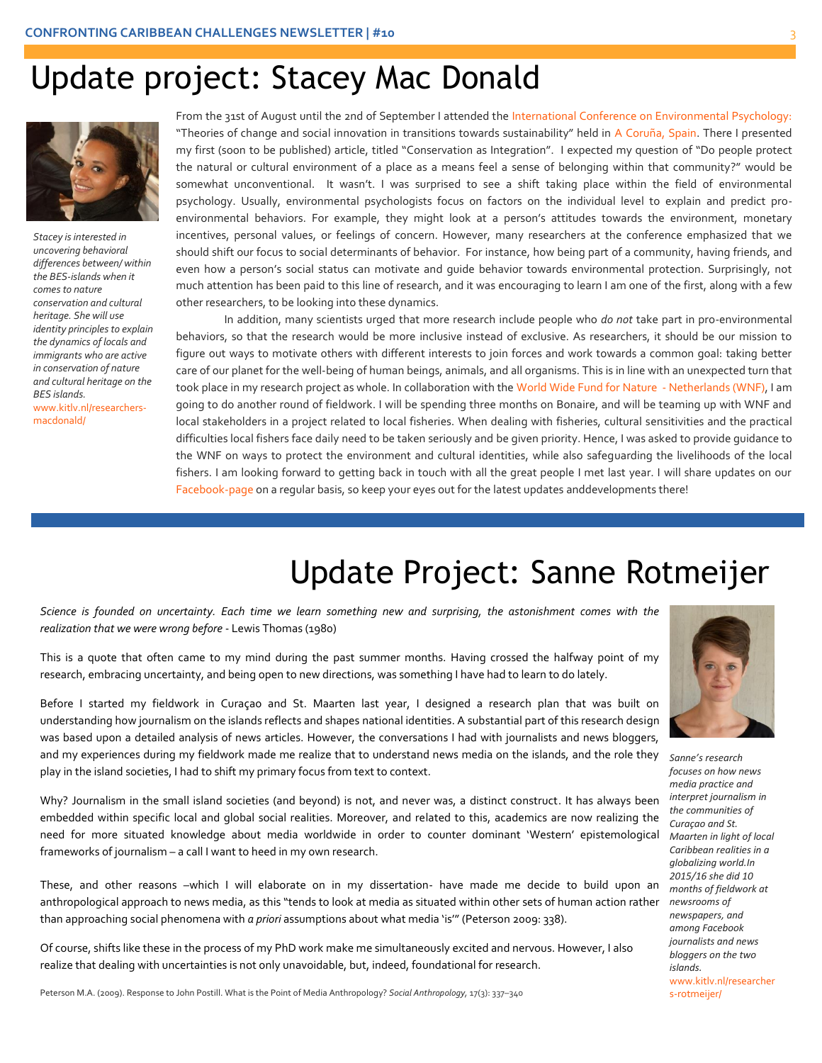# Update project: Stacey Mac Donald

*Stacey is interested in uncovering behavioral differences between/ within the BES-islands when it comes to nature conservation and cultural heritage. She will use identity principles to explain the dynamics of locals and immigrants who are active in conservation of nature and cultural heritage on the BES islands.*
www.kitlv.nl/researchers-macdonald/

From the 31st of August until the 2nd of September I attended the International Conference on Environmental Psychology: "Theories of change and social innovation in transitions towards sustainability" held in A Coruña, Spain. There I presented my first (soon to be published) article, titled "Conservation as Integration". I expected my question of "Do people protect the natural or cultural environment of a place as a means feel a sense of belonging within that community?" would be somewhat unconventional. It wasn't. I was surprised to see a shift taking place within the field of environmental psychology. Usually, environmental psychologists focus on factors on the individual level to explain and predict pro-environmental behaviors. For example, they might look at a person's attitudes towards the environment, monetary incentives, personal values, or feelings of concern. However, many researchers at the conference emphasized that we should shift our focus to social determinants of behavior. For instance, how being part of a community, having friends, and even how a person's social status can motivate and guide behavior towards environmental protection. Surprisingly, not much attention has been paid to this line of research, and it was encouraging to learn I am one of the first, along with a few other researchers, to be looking into these dynamics.

In addition, many scientists urged that more research include people who *do not* take part in pro-environmental behaviors, so that the research would be more inclusive instead of exclusive. As researchers, it should be our mission to figure out ways to motivate others with different interests to join forces and work towards a common goal: taking better care of our planet for the well-being of human beings, animals, and all organisms. This is in line with an unexpected turn that took place in my research project as whole. In collaboration with the World Wide Fund for Nature - Netherlands (WNF), I am going to do another round of fieldwork. I will be spending three months on Bonaire, and will be teaming up with WNF and local stakeholders in a project related to local fisheries. When dealing with fisheries, cultural sensitivities and the practical difficulties local fishers face daily need to be taken seriously and be given priority. Hence, I was asked to provide guidance to the WNF on ways to protect the environment and cultural identities, while also safeguarding the livelihoods of the local fishers. I am looking forward to getting back in touch with all the great people I met last year. I will share updates on our Facebook-page on a regular basis, so keep your eyes out for the latest updates anddevelopments there!

# Update Project: Sanne Rotmeijer

*Science is founded on uncertainty. Each time we learn something new and surprising, the astonishment comes with the realization that we were wrong before* - Lewis Thomas (1980)

This is a quote that often came to my mind during the past summer months. Having crossed the halfway point of my research, embracing uncertainty, and being open to new directions, was something I have had to learn to do lately.

Before I started my fieldwork in Curaçao and St. Maarten last year, I designed a research plan that was built on understanding how journalism on the islands reflects and shapes national identities. A substantial part of this research design was based upon a detailed analysis of news articles. However, the conversations I had with journalists and news bloggers, and my experiences during my fieldwork made me realize that to understand news media on the islands, and the role they play in the island societies, I had to shift my primary focus from text to context.

Why? Journalism in the small island societies (and beyond) is not, and never was, a distinct construct. It has always been embedded within specific local and global social realities. Moreover, and related to this, academics are now realizing the need for more situated knowledge about media worldwide in order to counter dominant 'Western' epistemological frameworks of journalism – a call I want to heed in my own research.

These, and other reasons –which I will elaborate on in my dissertation- have made me decide to build upon an anthropological approach to news media, as this "tends to look at media as situated within other sets of human action rather than approaching social phenomena with *a priori* assumptions about what media 'is'" (Peterson 2009: 338).

Of course, shifts like these in the process of my PhD work make me simultaneously excited and nervous. However, I also realize that dealing with uncertainties is not only unavoidable, but, indeed, foundational for research.

Peterson M.A. (2009). Response to John Postill. What is the Point of Media Anthropology? *Social Anthropology*, 17(3): 337–340

*Sanne's research focuses on how news media practice and interpret journalism in the communities of Curaçao and St. Maarten in light of local Caribbean realities in a globalizing world.In 2015/16 she did 10 months of fieldwork at newsrooms of newspapers, and among Facebook journalists and news bloggers on the two islands.*
www.kitlv.nl/researchers-rotmeijer/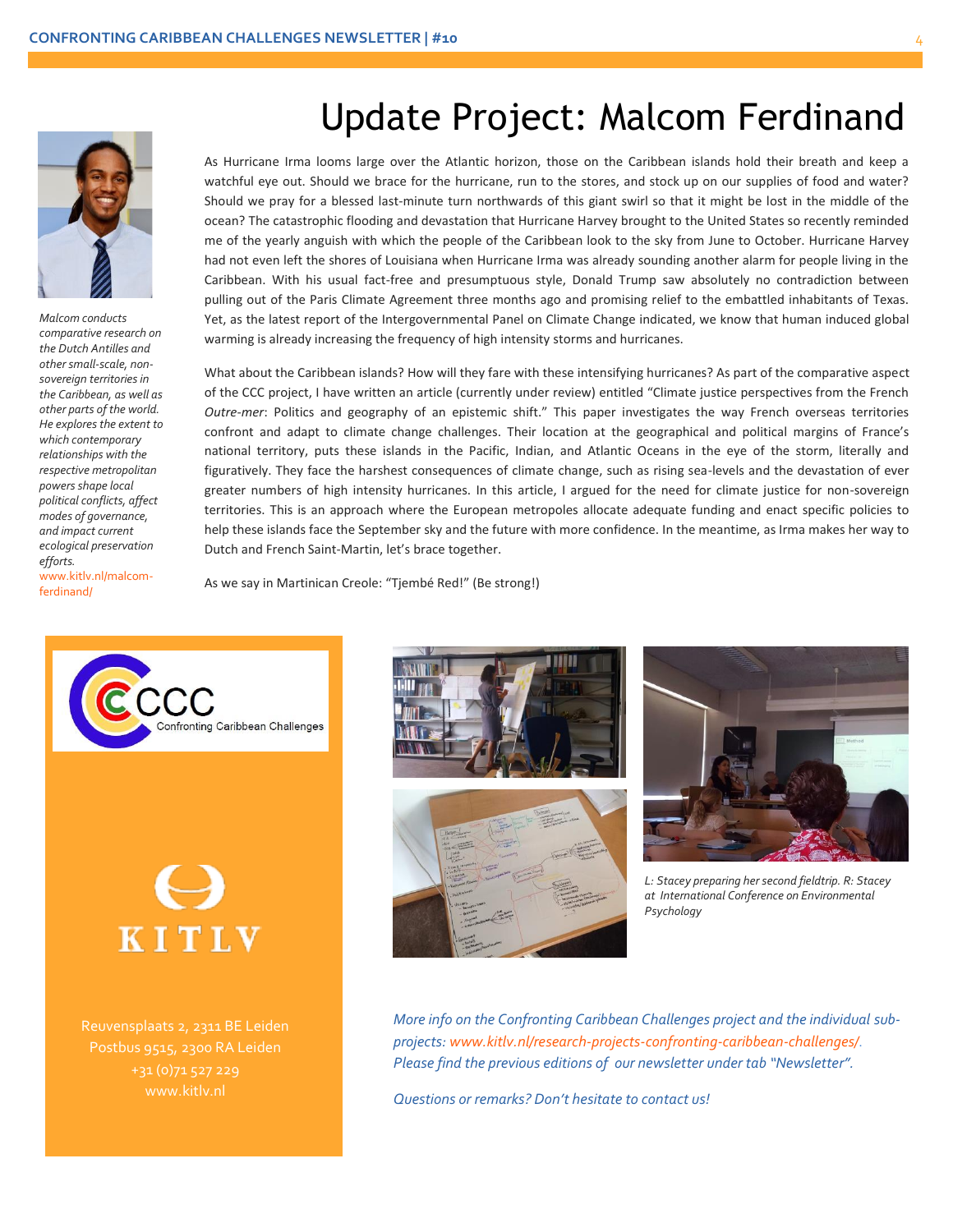# Update Project: Malcom Ferdinand

*Malcom conducts comparative research on the Dutch Antilles and other small-scale, non-sovereign territories in the Caribbean, as well as other parts of the world. He explores the extent to which contemporary relationships with the respective metropolitan powers shape local political conflicts, affect modes of governance, and impact current ecological preservation efforts.*
www.kitlv.nl/malcom-ferdinand/

As Hurricane Irma looms large over the Atlantic horizon, those on the Caribbean islands hold their breath and keep a watchful eye out. Should we brace for the hurricane, run to the stores, and stock up on our supplies of food and water? Should we pray for a blessed last-minute turn northwards of this giant swirl so that it might be lost in the middle of the ocean? The catastrophic flooding and devastation that Hurricane Harvey brought to the United States so recently reminded me of the yearly anguish with which the people of the Caribbean look to the sky from June to October. Hurricane Harvey had not even left the shores of Louisiana when Hurricane Irma was already sounding another alarm for people living in the Caribbean. With his usual fact-free and presumptuous style, Donald Trump saw absolutely no contradiction between pulling out of the Paris Climate Agreement three months ago and promising relief to the embattled inhabitants of Texas. Yet, as the latest report of the Intergovernmental Panel on Climate Change indicated, we know that human induced global warming is already increasing the frequency of high intensity storms and hurricanes.

What about the Caribbean islands? How will they fare with these intensifying hurricanes? As part of the comparative aspect of the CCC project, I have written an article (currently under review) entitled “Climate justice perspectives from the French *Outre-mer*: Politics and geography of an epistemic shift.” This paper investigates the way French overseas territories confront and adapt to climate change challenges. Their location at the geographical and political margins of France's national territory, puts these islands in the Pacific, Indian, and Atlantic Oceans in the eye of the storm, literally and figuratively. They face the harshest consequences of climate change, such as rising sea-levels and the devastation of ever greater numbers of high intensity hurricanes. In this article, I argued for the need for climate justice for non-sovereign territories. This is an approach where the European metropoles allocate adequate funding and enact specific policies to help these islands face the September sky and the future with more confidence. In the meantime, as Irma makes her way to Dutch and French Saint-Martin, let's brace together.

As we say in Martinican Creole: “Tjembé Red!” (Be strong!)

CCC Confronting Caribbean Challenges

KITLV

Reuvensplaats 2, 2311 BE Leiden
Postbus 9515, 2300 RA Leiden
+31 (0)71 527 229
www.kitlv.nl

*L: Stacey preparing her second fieldtrip. R: Stacey at International Conference on Environmental Psychology*

*More info on the Confronting Caribbean Challenges project and the individual sub-projects: www.kitlv.nl/research-projects-confronting-caribbean-challenges/. Please find the previous editions of our newsletter under tab “Newsletter”.*

*Questions or remarks? Don't hesitate to contact us!*